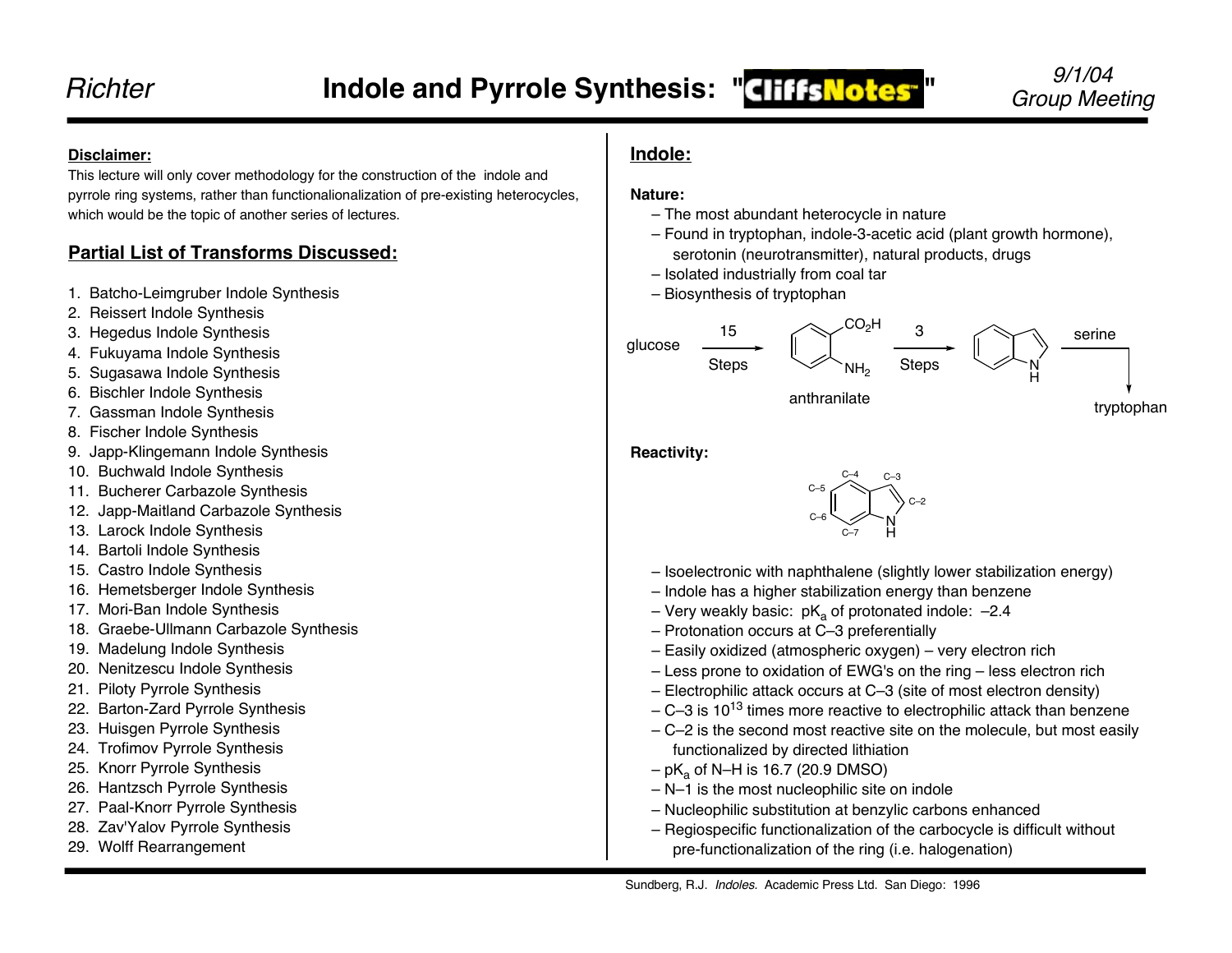# Indole and Pyrrole Synthesis: "CliffsNotes"

Richter — 9/1/04 Group Meeting

**Disclaimer:**

This lecture will only cover methodology for the construction of the indole and pyrrole ring systems, rather than functionalionalization of pre-existing heterocycles, which would be the topic of another series of lectures.

## Partial List of Transforms Discussed:

1. Batcho-Leimgruber Indole Synthesis
2. Reissert Indole Synthesis
3. Hegedus Indole Synthesis
4. Fukuyama Indole Synthesis
5. Sugasawa Indole Synthesis
6. Bischler Indole Synthesis
7. Gassman Indole Synthesis
8. Fischer Indole Synthesis
9. Japp-Klingemann Indole Synthesis
10. Buchwald Indole Synthesis
11. Bucherer Carbazole Synthesis
12. Japp-Maitland Carbazole Synthesis
13. Larock Indole Synthesis
14. Bartoli Indole Synthesis
15. Castro Indole Synthesis
16. Hemetsberger Indole Synthesis
17. Mori-Ban Indole Synthesis
18. Graebe-Ullmann Carbazole Synthesis
19. Madelung Indole Synthesis
20. Nenitzescu Indole Synthesis
21. Piloty Pyrrole Synthesis
22. Barton-Zard Pyrrole Synthesis
23. Huisgen Pyrrole Synthesis
24. Trofimov Pyrrole Synthesis
25. Knorr Pyrrole Synthesis
26. Hantzsch Pyrrole Synthesis
27. Paal-Knorr Pyrrole Synthesis
28. Zav'Yalov Pyrrole Synthesis
29. Wolff Rearrangement

## Indole:

**Nature:**

- The most abundant heterocycle in nature
- Found in tryptophan, indole-3-acetic acid (plant growth hormone), serotonin (neurotransmitter), natural products, drugs
- Isolated industrially from coal tar
- Biosynthesis of tryptophan

glucose —(15 Steps)→ anthranilate ($CO_2H$, $NH_2$) —(3 Steps)→ indole —(serine)→ tryptophan

**Reactivity:**

(Indole numbering: N–H, C–2, C–3, C–4, C–5, C–6, C–7)

- Isoelectronic with naphthalene (slightly lower stabilization energy)
- Indole has a higher stabilization energy than benzene
- Very weakly basic: $pK_a$ of protonated indole: –2.4
- Protonation occurs at C–3 preferentially
- Easily oxidized (atmospheric oxygen) – very electron rich
- Less prone to oxidation of EWG's on the ring – less electron rich
- Electrophilic attack occurs at C–3 (site of most electron density)
- C–3 is $10^{13}$ times more reactive to electrophilic attack than benzene
- C–2 is the second most reactive site on the molecule, but most easily functionalized by directed lithiation
- $pK_a$ of N–H is 16.7 (20.9 DMSO)
- N–1 is the most nucleophilic site on indole
- Nucleophilic substitution at benzylic carbons enhanced
- Regiospecific functionalization of the carbocycle is difficult without pre-functionalization of the ring (i.e. halogenation)

Sundberg, R.J. *Indoles.* Academic Press Ltd. San Diego: 1996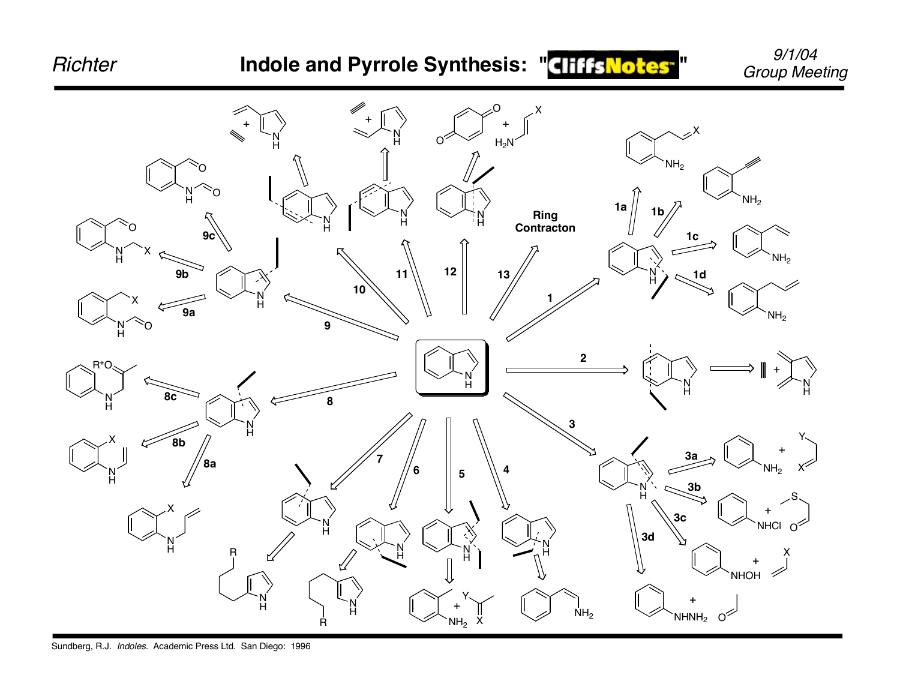# Indole and Pyrrole Synthesis: "CliffsNotes"

9/1/04
Group Meeting

1, 1a, 1b, 1c, 1d

2

3, 3a, 3b, 3c, 3d

4

5

6

7

8, 8a, 8b, 8c

9, 9a, 9b, 9c

10

11

12

13 Ring Contracton

Sundberg, R.J. *Indoles.* Academic Press Ltd. San Diego: 1996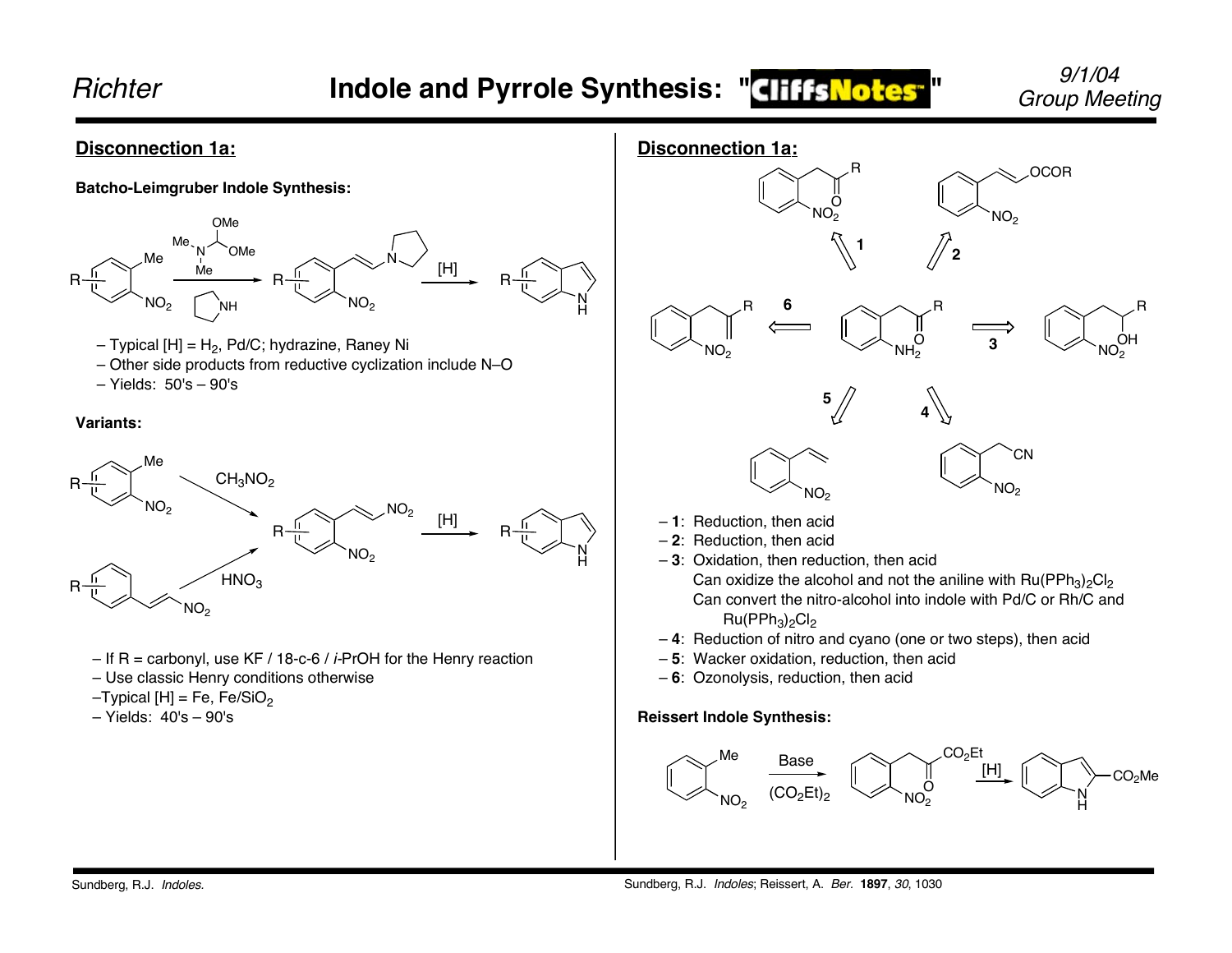## Disconnection 1a:

### Batcho-Leimgruber Indole Synthesis:

– Typical [H] = $H_2$, Pd/C; hydrazine, Raney Ni
– Other side products from reductive cyclization include N–O
– Yields: 50's – 90's

### Variants:

– If R = carbonyl, use KF / 18-c-6 / *i*-PrOH for the Henry reaction
– Use classic Henry conditions otherwise
–Typical [H] = Fe, Fe/$SiO_2$
– Yields: 40's – 90's

Sundberg, R.J. *Indoles.*

## Disconnection 1a:

– **1**: Reduction, then acid
– **2**: Reduction, then acid
– **3**: Oxidation, then reduction, then acid
Can oxidize the alcohol and not the aniline with $Ru(PPh_3)_2Cl_2$
Can convert the nitro-alcohol into indole with Pd/C or Rh/C and $Ru(PPh_3)_2Cl_2$
– **4**: Reduction of nitro and cyano (one or two steps), then acid
– **5**: Wacker oxidation, reduction, then acid
– **6**: Ozonolysis, reduction, then acid

### Reissert Indole Synthesis:

Base, $(CO_2Et)_2$; [H]

Sundberg, R.J. *Indoles*; Reissert, A. *Ber.* **1897**, *30*, 1030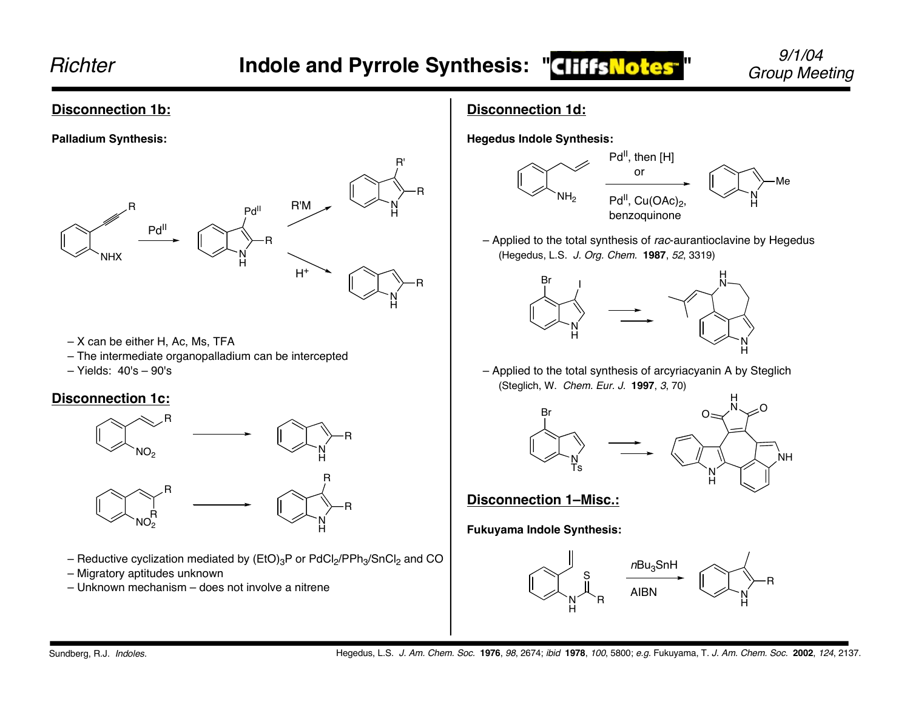## Disconnection 1b:

**Palladium Synthesis:**

$Pd^{II}$

R'M

$H^+$

– X can be either H, Ac, Ms, TFA
– The intermediate organopalladium can be intercepted
– Yields: 40's – 90's

## Disconnection 1c:

– Reductive cyclization mediated by $(EtO)_3P$ or $PdCl_2/PPh_3/SnCl_2$ and CO
– Migratory aptitudes unknown
– Unknown mechanism – does not involve a nitrene

## Disconnection 1d:

**Hegedus Indole Synthesis:**

$Pd^{II}$, then [H]
or
$Pd^{II}$, $Cu(OAc)_2$, benzoquinone

– Applied to the total synthesis of *rac*-aurantioclavine by Hegedus
(Hegedus, L.S. *J. Org. Chem.* **1987**, *52*, 3319)

– Applied to the total synthesis of arcyriacyanin A by Steglich
(Steglich, W. *Chem. Eur. J.* **1997**, *3*, 70)

## Disconnection 1–Misc.:

**Fukuyama Indole Synthesis:**

$nBu_3SnH$
AIBN

Sundberg, R.J. *Indoles.*

Hegedus, L.S. *J. Am. Chem. Soc.* **1976**, *98*, 2674; *ibid* **1978**, *100*, 5800; *e.g.* Fukuyama, T. *J. Am. Chem. Soc.* **2002**, *124*, 2137.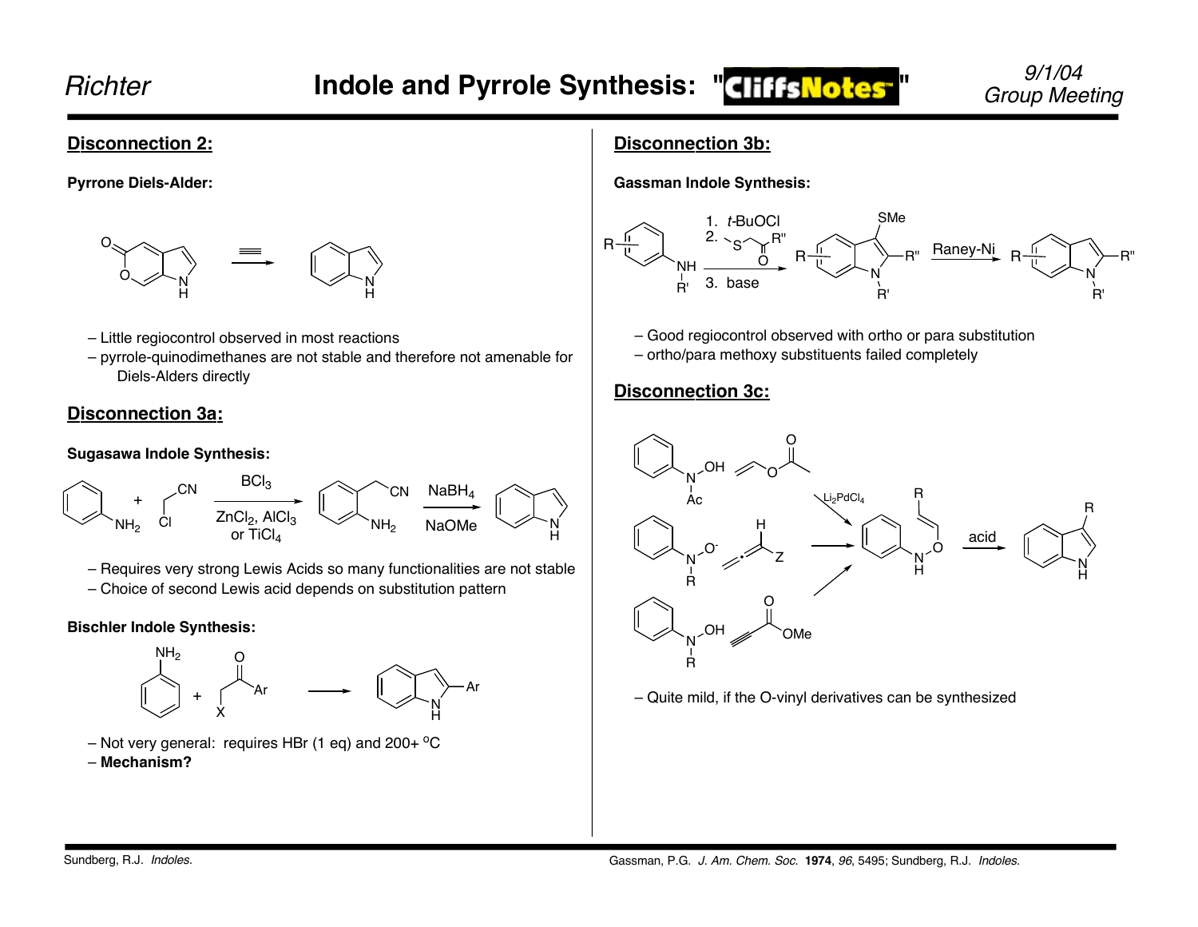## Disconnection 2:

**Pyrrone Diels-Alder:**

– Little regiocontrol observed in most reactions
– pyrrole-quinodimethanes are not stable and therefore not amenable for Diels-Alders directly

## Disconnection 3a:

**Sugasawa Indole Synthesis:**

$BCl_3$; $ZnCl_2$, $AlCl_3$ or $TiCl_4$; $NaBH_4$, NaOMe

– Requires very strong Lewis Acids so many functionalities are not stable
– Choice of second Lewis acid depends on substitution pattern

**Bischler Indole Synthesis:**

– Not very general: requires HBr (1 eq) and 200+ $^{o}$C
– **Mechanism?**

## Disconnection 3b:

**Gassman Indole Synthesis:**

1. *t*-BuOCl
2. MeS–CH$_2$–C(O)R''
3. base

Raney-Ni

– Good regiocontrol observed with ortho or para substitution
– ortho/para methoxy substituents failed completely

## Disconnection 3c:

$Li_2PdCl_4$; acid

– Quite mild, if the O-vinyl derivatives can be synthesized

Sundberg, R.J. *Indoles.*

Gassman, P.G. *J. Am. Chem. Soc.* **1974**, *96*, 5495; Sundberg, R.J. *Indoles.*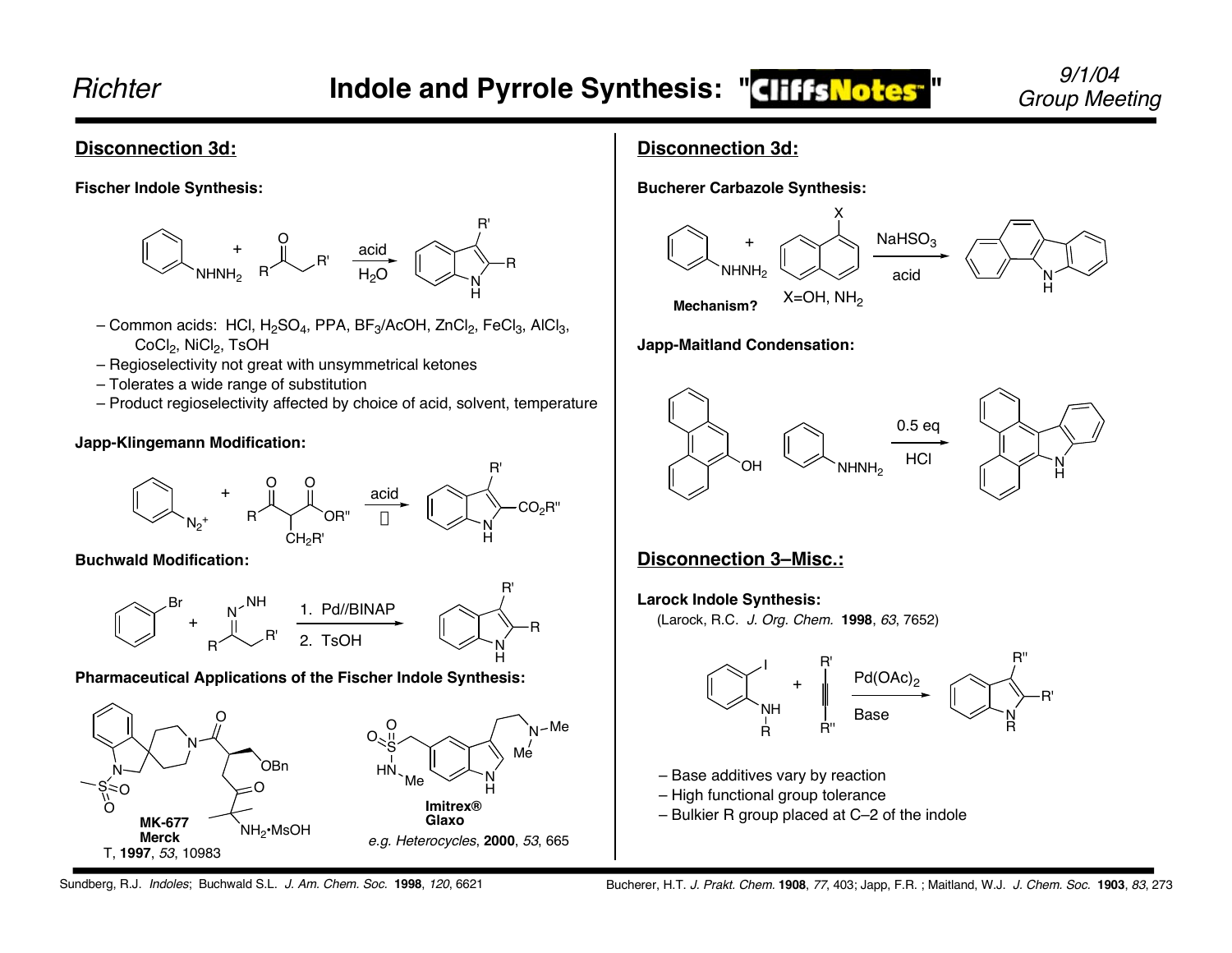## Disconnection 3d:

### Fischer Indole Synthesis:

acid, $H_2O$

- Common acids: HCl, $H_2SO_4$, PPA, $BF_3$/AcOH, $ZnCl_2$, $FeCl_3$, $AlCl_3$, $CoCl_2$, $NiCl_2$, TsOH
- Regioselectivity not great with unsymmetrical ketones
- Tolerates a wide range of substitution
- Product regioselectivity affected by choice of acid, solvent, temperature

### Japp-Klingemann Modification:

acid, Δ

### Buchwald Modification:

1. Pd//BINAP
2. TsOH

### Pharmaceutical Applications of the Fischer Indole Synthesis:

**MK-677**
**Merck**
T, **1997**, *53*, 10983

**Imitrex®**
**Glaxo**
*e.g. Heterocycles*, **2000**, *53*, 665

## Disconnection 3d:

### Bucherer Carbazole Synthesis:

X=OH, $NH_2$

$NaHSO_3$, acid

**Mechanism?**

### Japp-Maitland Condensation:

0.5 eq HCl

## Disconnection 3–Misc.:

### Larock Indole Synthesis:

(Larock, R.C. *J. Org. Chem.* **1998**, *63*, 7652)

$Pd(OAc)_2$, Base

- Base additives vary by reaction
- High functional group tolerance
- Bulkier R group placed at C–2 of the indole

Sundberg, R.J. *Indoles*; Buchwald S.L. *J. Am. Chem. Soc.* **1998**, *120*, 6621

Bucherer, H.T. *J. Prakt. Chem.* **1908**, *77*, 403; Japp, F.R. ; Maitland, W.J. *J. Chem. Soc.* **1903**, *83*, 273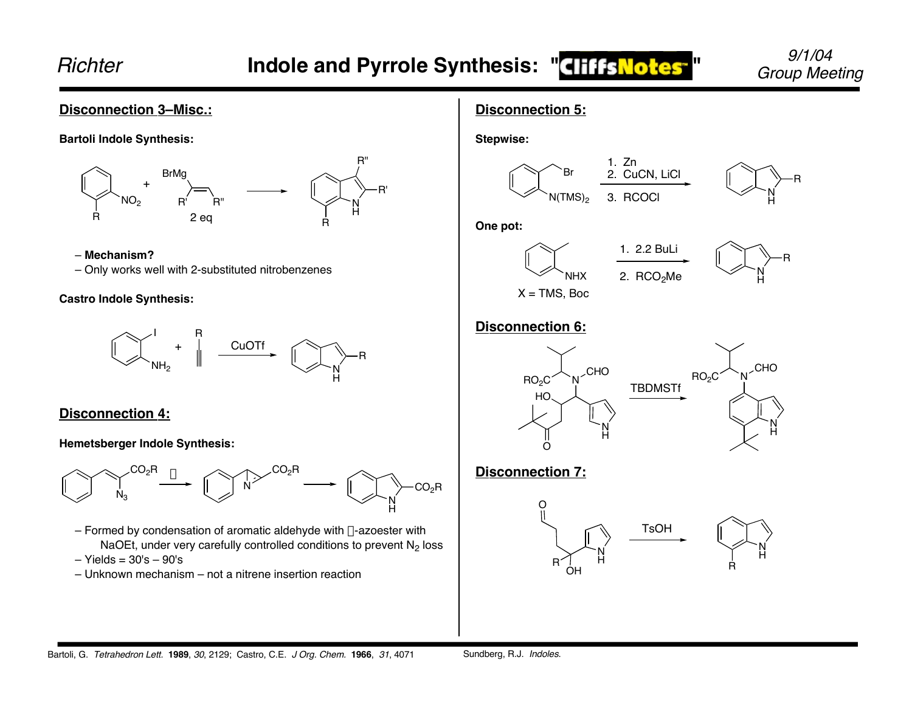## Disconnection 3–Misc.:

**Bartoli Indole Synthesis:**

2 eq

– **Mechanism?**
– Only works well with 2-substituted nitrobenzenes

**Castro Indole Synthesis:**

CuOTf

## Disconnection 4:

**Hemetsberger Indole Synthesis:**

– Formed by condensation of aromatic aldehyde with -azoester with NaOEt, under very carefully controlled conditions to prevent $N_2$ loss
– Yields = 30's – 90's
– Unknown mechanism – not a nitrene insertion reaction

## Disconnection 5:

**Stepwise:**

1. Zn
2. CuCN, LiCl
3. RCOCl

**One pot:**

X = TMS, Boc

1. 2.2 BuLi
2. $RCO_2Me$

## Disconnection 6:

TBDMSTf

## Disconnection 7:

TsOH

Bartoli, G. *Tetrahedron Lett.* **1989**, *30*, 2129; Castro, C.E. *J Org. Chem.* **1966**, *31*, 4071

Sundberg, R.J. *Indoles.*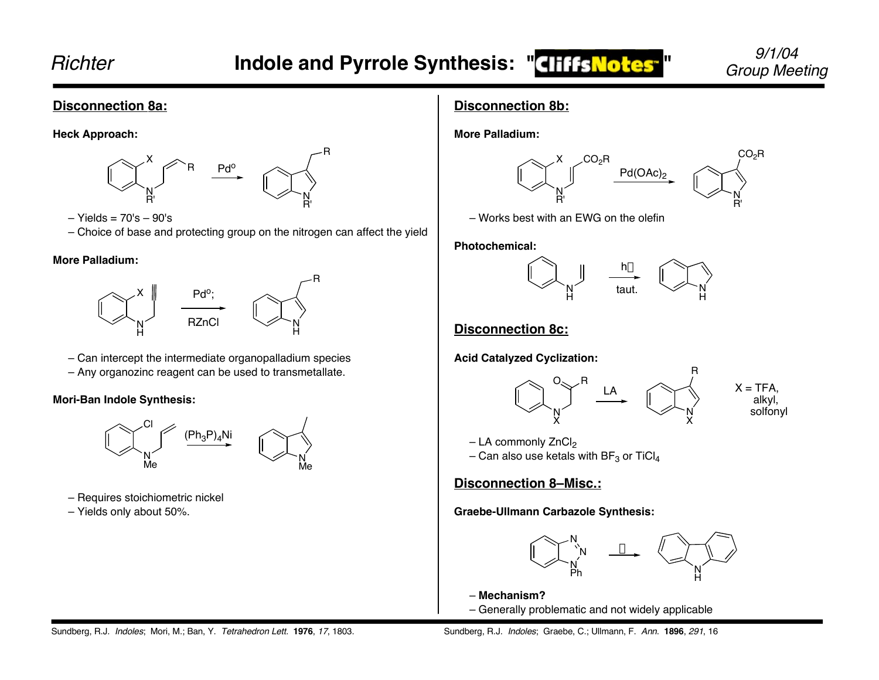## Disconnection 8a:

**Heck Approach:**

$Pd^{o}$

– Yields = 70's – 90's
– Choice of base and protecting group on the nitrogen can affect the yield

**More Palladium:**

$Pd^{o}$; RZnCl

– Can intercept the intermediate organopalladium species
– Any organozinc reagent can be used to transmetallate.

**Mori-Ban Indole Synthesis:**

$(Ph_3P)_4Ni$

– Requires stoichiometric nickel
– Yields only about 50%.

## Disconnection 8b:

**More Palladium:**

$Pd(OAc)_2$

– Works best with an EWG on the olefin

**Photochemical:**

hν; taut.

## Disconnection 8c:

**Acid Catalyzed Cyclization:**

LA

X = TFA, alkyl, solfonyl

– LA commonly $ZnCl_2$
– Can also use ketals with $BF_3$ or $TiCl_4$

## Disconnection 8–Misc.:

**Graebe-Ullmann Carbazole Synthesis:**

Δ

– **Mechanism?**
– Generally problematic and not widely applicable

Sundberg, R.J. *Indoles*; Mori, M.; Ban, Y. *Tetrahedron Lett.* **1976**, *17*, 1803.

Sundberg, R.J. *Indoles*; Graebe, C.; Ullmann, F. *Ann.* **1896**, *291*, 16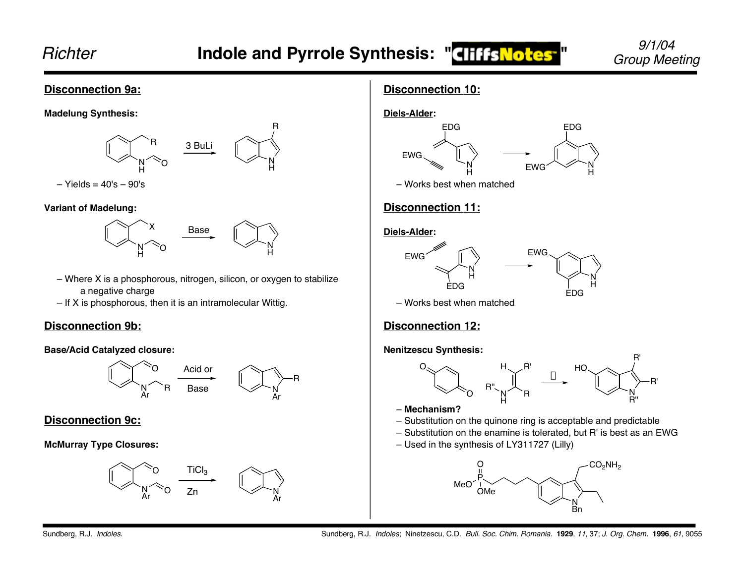## Disconnection 9a:

**Madelung Synthesis:**

3 BuLi

– Yields = 40's – 90's

**Variant of Madelung:**

Base

– Where X is a phosphorous, nitrogen, silicon, or oxygen to stabilize a negative charge
– If X is phosphorous, then it is an intramolecular Wittig.

## Disconnection 9b:

**Base/Acid Catalyzed closure:**

Acid or Base

## Disconnection 9c:

**McMurray Type Closures:**

$TiCl_3$ Zn

## Disconnection 10:

**Diels-Alder:**

– Works best when matched

## Disconnection 11:

**Diels-Alder:**

– Works best when matched

## Disconnection 12:

**Nenitzescu Synthesis:**

– **Mechanism?**
– Substitution on the quinone ring is acceptable and predictable
– Substitution on the enamine is tolerated, but R' is best as an EWG
– Used in the synthesis of LY311727 (Lilly)

Sundberg, R.J. *Indoles.*

Sundberg, R.J. *Indoles*; Ninetzescu, C.D. *Bull. Soc. Chim. Romania.* **1929**, *11*, 37; *J. Org. Chem.* **1996**, *61*, 9055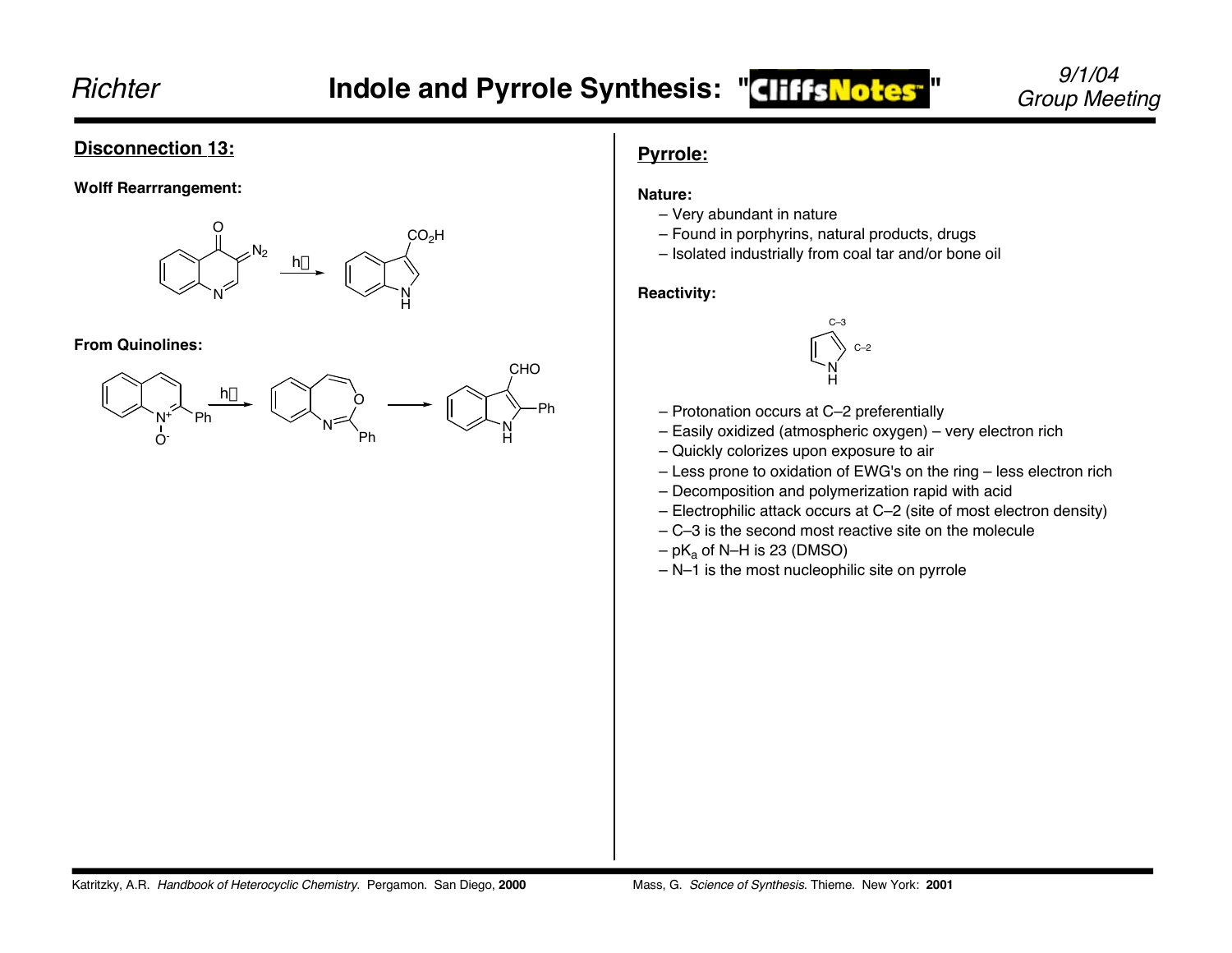## Disconnection 13:

**Wolff Rearrrangement:**

h

**From Quinolines:**

h

## Pyrrole:

**Nature:**

- Very abundant in nature
- Found in porphyrins, natural products, drugs
- Isolated industrially from coal tar and/or bone oil

**Reactivity:**

- Protonation occurs at C–2 preferentially
- Easily oxidized (atmospheric oxygen) – very electron rich
- Quickly colorizes upon exposure to air
- Less prone to oxidation of EWG's on the ring – less electron rich
- Decomposition and polymerization rapid with acid
- Electrophilic attack occurs at C–2 (site of most electron density)
- C–3 is the second most reactive site on the molecule
- $pK_a$ of N–H is 23 (DMSO)
- N–1 is the most nucleophilic site on pyrrole

Katritzky, A.R. *Handbook of Heterocyclic Chemistry.* Pergamon. San Diego, **2000**

Mass, G. *Science of Synthesis.* Thieme. New York: **2001**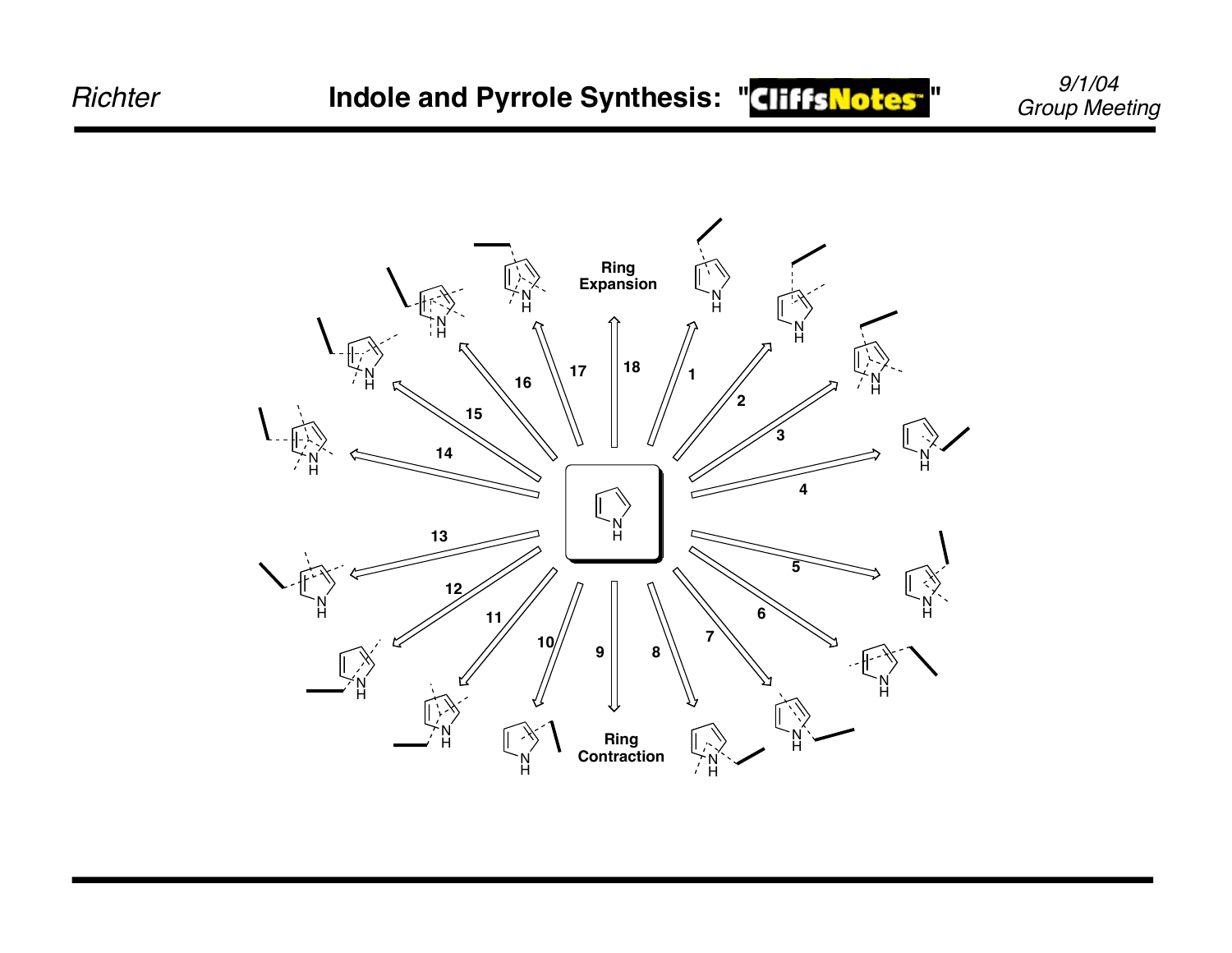# Indole and Pyrrole Synthesis: "CliffsNotes"

Ring Expansion

18

1

2

3

4

5

6

7

8

9

10

11

12

13

14

15

16

17

Ring Contraction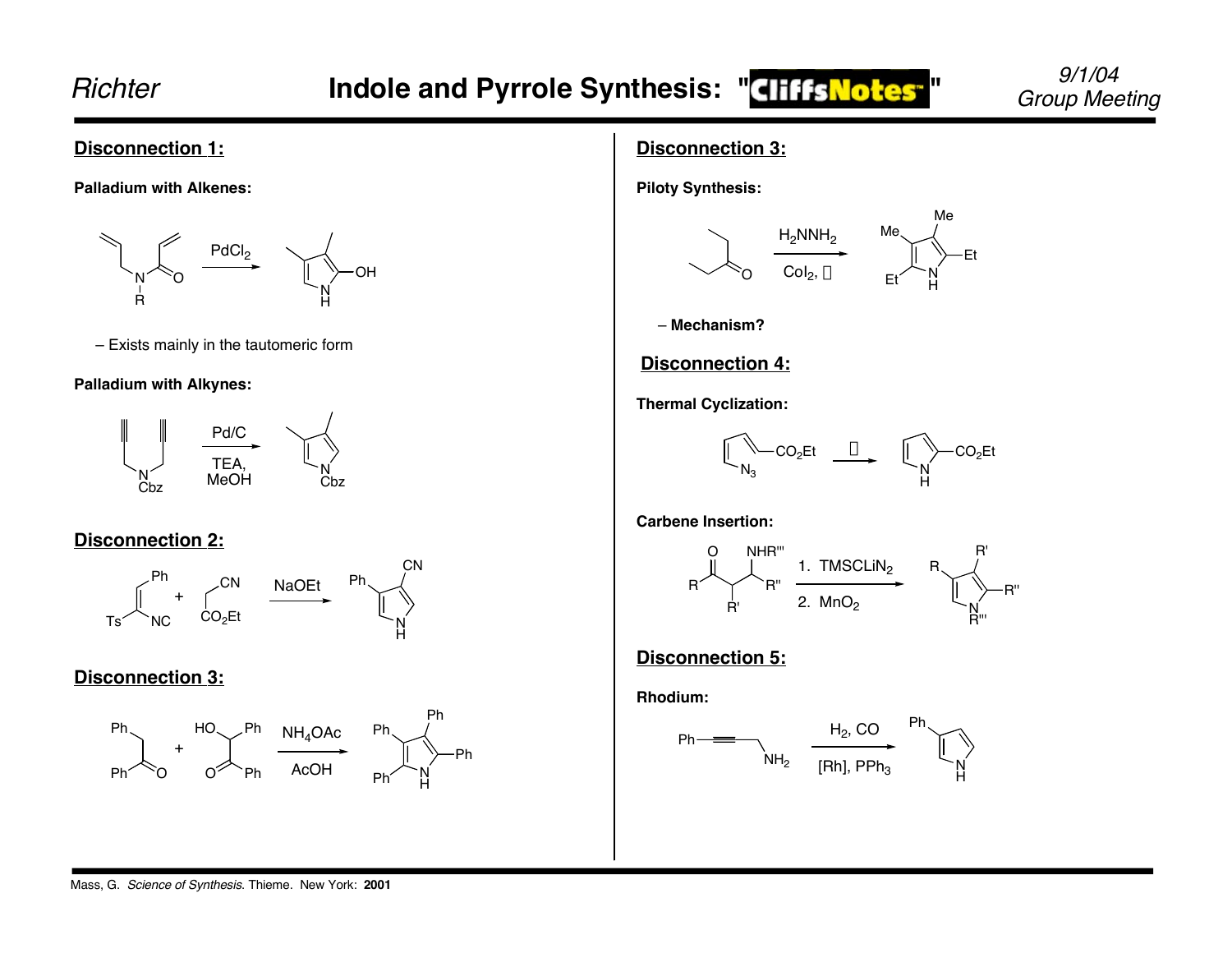# Indole and Pyrrole Synthesis: "CliffsNotes"

9/1/04
Group Meeting

## Disconnection 1:

**Palladium with Alkenes:**

$PdCl_2$

– Exists mainly in the tautomeric form

**Palladium with Alkynes:**

Pd/C

TEA, MeOH

## Disconnection 2:

NaOEt

## Disconnection 3:

$NH_4OAc$

AcOH

## Disconnection 3:

**Piloty Synthesis:**

$H_2NNH_2$

$CoI_2$, Δ

– **Mechanism?**

## Disconnection 4:

**Thermal Cyclization:**

Δ

**Carbene Insertion:**

1. $TMSCLiN_2$
2. $MnO_2$

## Disconnection 5:

**Rhodium:**

$H_2$, CO

[Rh], $PPh_3$

Mass, G. *Science of Synthesis.* Thieme. New York: **2001**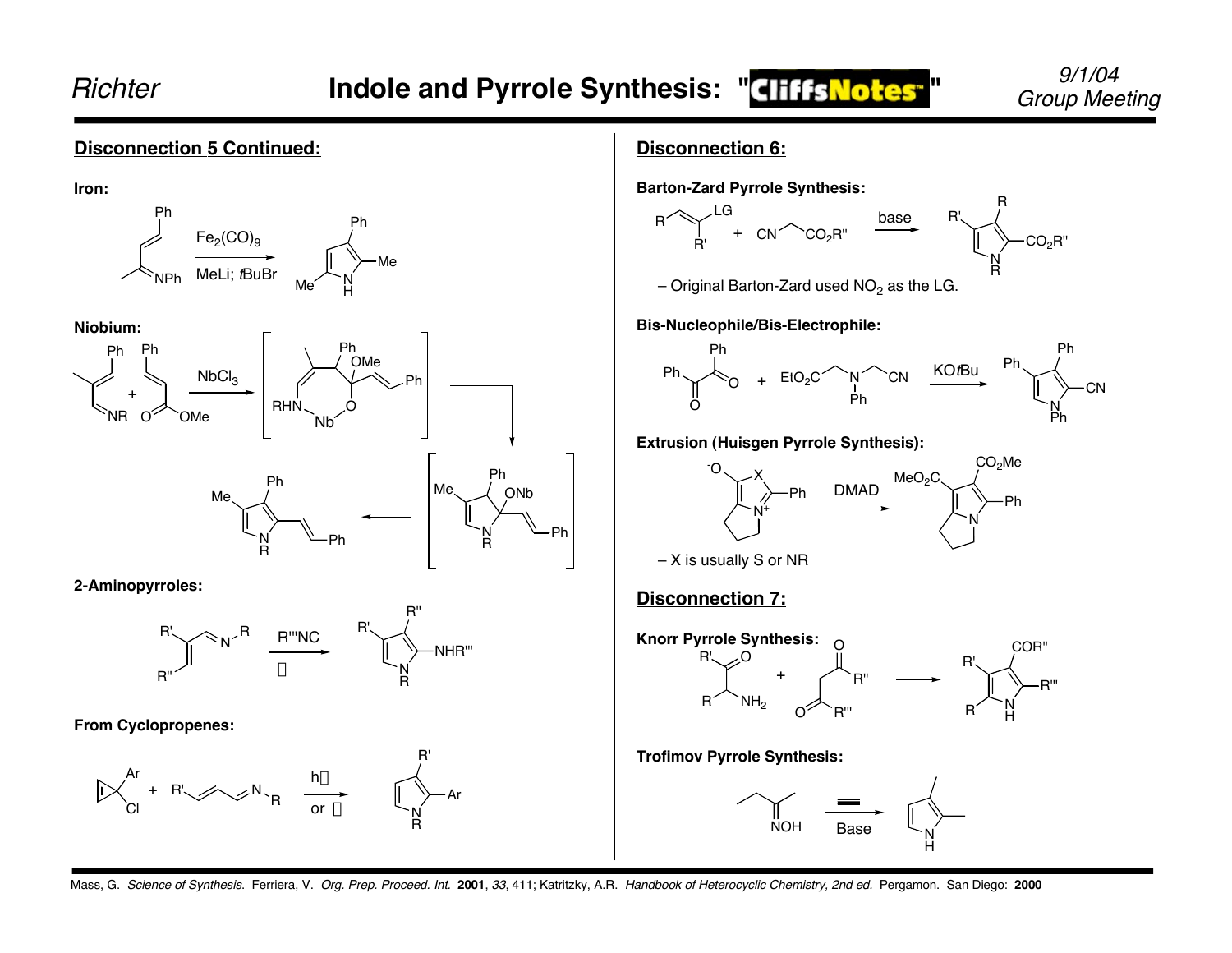## Disconnection 5 Continued:

**Iron:**

$Fe_2(CO)_9$

MeLi; *t*BuBr

**Niobium:**

$NbCl_3$

**2-Aminopyrroles:**

R'''NC

**From Cyclopropenes:**

hν or Δ

## Disconnection 6:

**Barton-Zard Pyrrole Synthesis:**

base

– Original Barton-Zard used $NO_2$ as the LG.

**Bis-Nucleophile/Bis-Electrophile:**

KO*t*Bu

**Extrusion (Huisgen Pyrrole Synthesis):**

DMAD

– X is usually S or NR

## Disconnection 7:

**Knorr Pyrrole Synthesis:**

**Trofimov Pyrrole Synthesis:**

Base

Mass, G. *Science of Synthesis.* Ferriera, V. *Org. Prep. Proceed. Int.* **2001**, *33*, 411; Katritzky, A.R. *Handbook of Heterocyclic Chemistry, 2nd ed.* Pergamon. San Diego: **2000**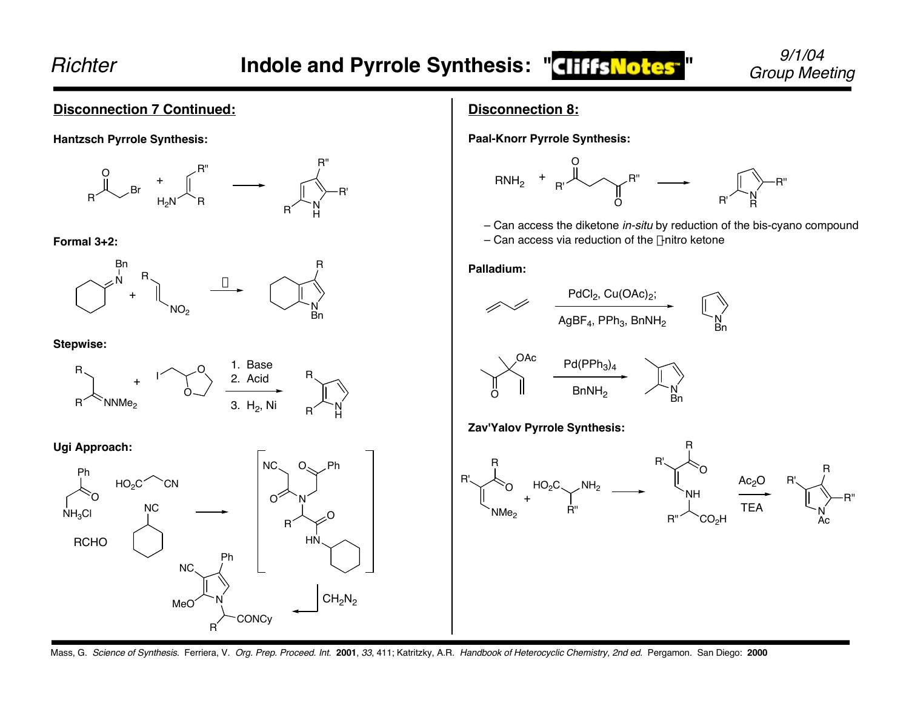## Disconnection 7 Continued:

**Hantzsch Pyrrole Synthesis:**

**Formal 3+2:**

**Stepwise:**

1. Base
2. Acid
3. $H_2$, Ni

**Ugi Approach:**

$CH_2N_2$

## Disconnection 8:

**Paal-Knorr Pyrrole Synthesis:**

– Can access the diketone *in-situ* by reduction of the bis-cyano compound
– Can access via reduction of the -nitro ketone

**Palladium:**

$PdCl_2$, $Cu(OAc)_2$; $AgBF_4$, $PPh_3$, $BnNH_2$

$Pd(PPh_3)_4$, $BnNH_2$

**Zav'Yalov Pyrrole Synthesis:**

$Ac_2O$, TEA

Mass, G. *Science of Synthesis.* Ferriera, V. *Org. Prep. Proceed. Int.* **2001**, *33*, 411; Katritzky, A.R. *Handbook of Heterocyclic Chemistry, 2nd ed.* Pergamon. San Diego: **2000**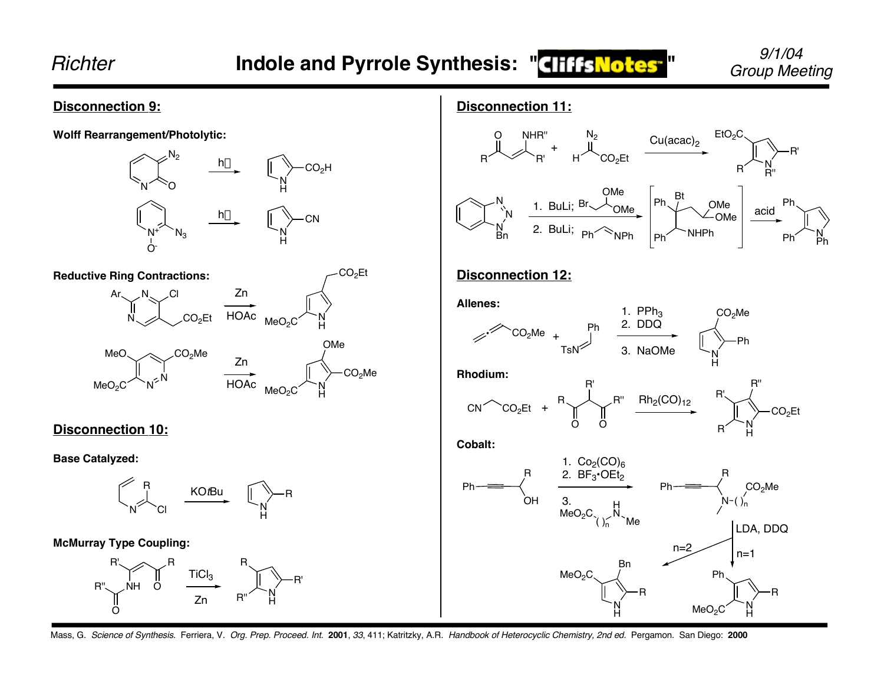## Disconnection 9:

**Wolff Rearrangement/Photolytic:**

hν

hν

**Reductive Ring Contractions:**

Zn / HOAc

Zn / HOAc

## Disconnection 10:

**Base Catalyzed:**

KO*t*Bu

**McMurray Type Coupling:**

$TiCl_3$ / Zn

## Disconnection 11:

$Cu(acac)_2$

1. BuLi; $BrCH_2CH(OMe)_2$
2. BuLi; PhCH=NPh

acid

## Disconnection 12:

**Allenes:**

1. $PPh_3$
2. DDQ
3. NaOMe

**Rhodium:**

$Rh_2(CO)_{12}$

**Cobalt:**

1. $Co_2(CO)_6$
2. $BF_3 \cdot OEt_2$
3. $MeO_2C(CH_2)_nNHMe$

LDA, DDQ

n=2

n=1

Mass, G. *Science of Synthesis.* Ferriera, V. *Org. Prep. Proceed. Int.* **2001**, *33*, 411; Katritzky, A.R. *Handbook of Heterocyclic Chemistry, 2nd ed.* Pergamon. San Diego: **2000**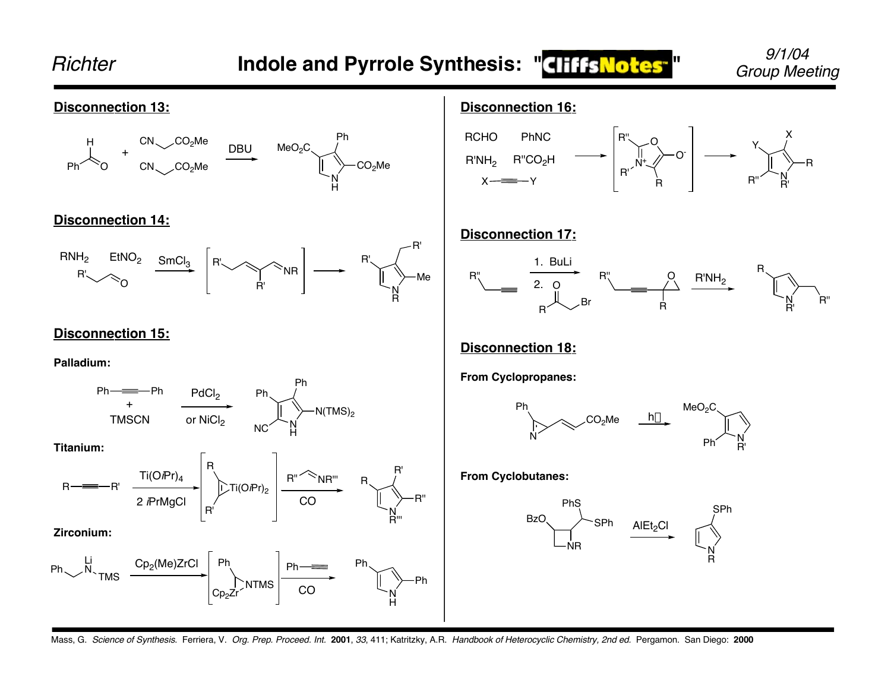## Disconnection 13:

Ph–CHO + CN–CH$_2$–CO$_2$Me + CN–CH$_2$–CO$_2$Me →(DBU)→ MeO$_2$C, Ph, CO$_2$Me pyrrole (NH)

## Disconnection 14:

RNH$_2$, EtNO$_2$, R'–CH$_2$–CHO →($SmCl_3$)→ [R'–CH$_2$–C(R')=CH–CH=NR] → R', CH$_2$R', Me pyrrole (N–R)

## Disconnection 15:

**Palladium:**

Ph–≡–Ph + TMSCN →($PdCl_2$ or $NiCl_2$)→ Ph, Ph, N(TMS)$_2$, NC pyrrole (NH)

**Titanium:**

R–≡–R' →(Ti(O*i*Pr)$_4$, 2 *i*PrMgCl)→ [R, R' titanacyclopropene Ti(O*i*Pr)$_2$] →(R''CH=NR''', CO)→ R, R', R'' pyrrole (N–R''')

**Zirconium:**

PhCH$_2$N(Li)TMS →(Cp$_2$(Me)ZrCl)→ [Ph, NTMS, Cp$_2$Zr] →(Ph–≡, CO)→ Ph, Ph pyrrole (NH)

## Disconnection 16:

RCHO, PhNC, R'NH$_2$, R''CO$_2$H, X–≡–Y → [R'', R', R oxazolium-5-olate ($N^+$, $O^-$)] → X, Y, R, R'' pyrrole (N–R')

## Disconnection 17:

R''–CH$_2$–≡ →(1. BuLi; 2. RCOCH$_2$Br)→ R''–CH$_2$–≡–C(R) epoxide →(R'NH$_2$)→ R, CH$_2$R'' pyrrole (N–R')

## Disconnection 18:

**From Cyclopropanes:**

Ph azirine–CH=CH–CO$_2$Me →(hν)→ MeO$_2$C, Ph pyrrole (N–R')

**From Cyclobutanes:**

BzO azetidine (NR)–CH(SPh)SPh →($AlEt_2Cl$)→ SPh pyrrole (N–R)

Mass, G. *Science of Synthesis.* Ferriera, V. *Org. Prep. Proceed. Int.* **2001**, *33*, 411; Katritzky, A.R. *Handbook of Heterocyclic Chemistry, 2nd ed.* Pergamon. San Diego: **2000**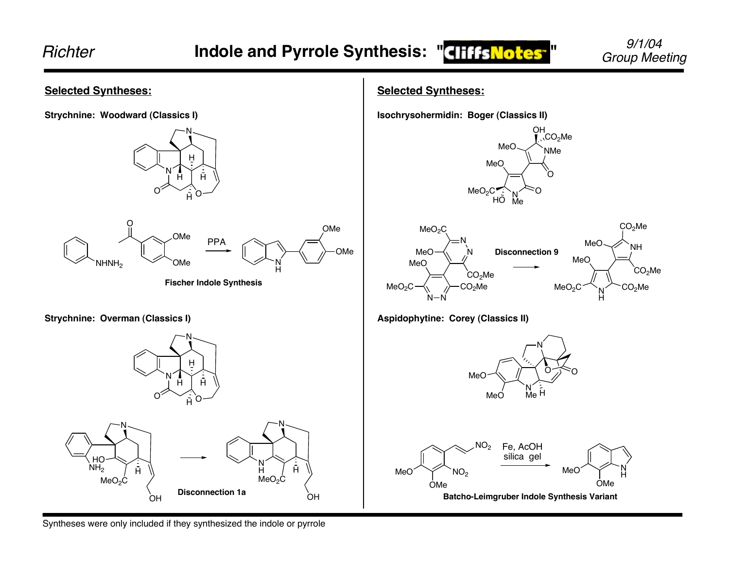## Selected Syntheses:

**Strychnine: Woodward (Classics I)**

PPA

**Fischer Indole Synthesis**

**Strychnine: Overman (Classics I)**

**Disconnection 1a**

## Selected Syntheses:

**Isochrysohermidin: Boger (Classics II)**

**Disconnection 9**

**Aspidophytine: Corey (Classics II)**

Fe, AcOH
silica gel

**Batcho-Leimgruber Indole Synthesis Variant**

Syntheses were only included if they synthesized the indole or pyrrole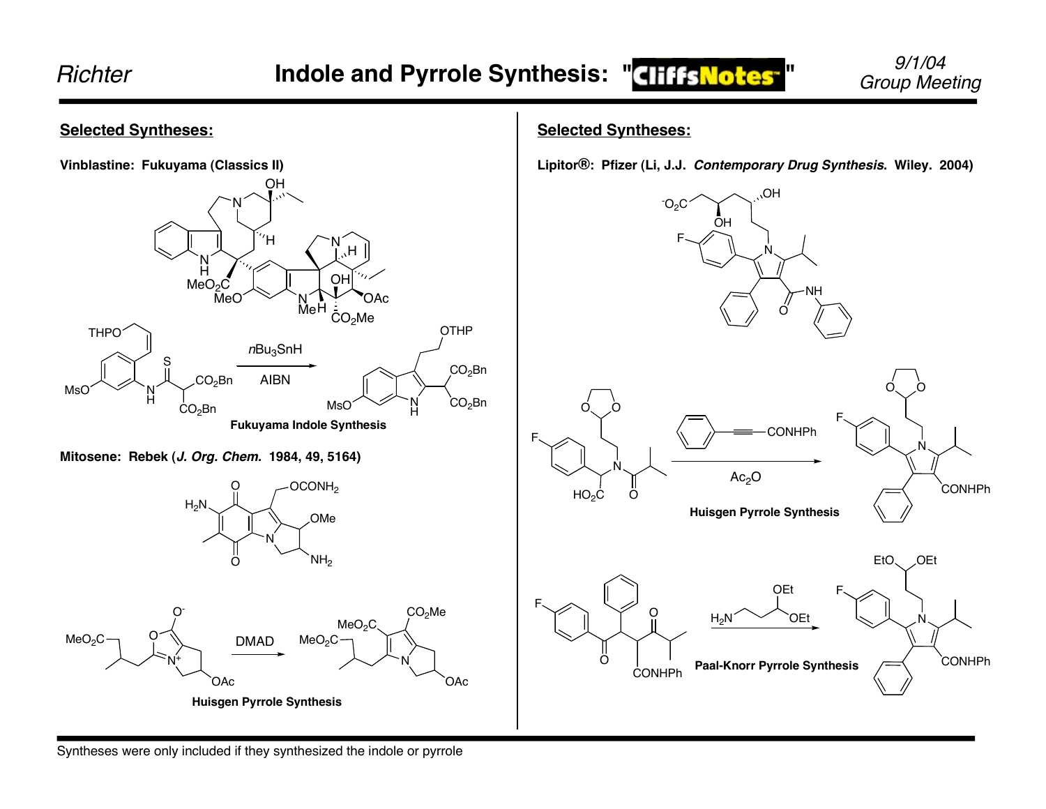## Selected Syntheses:

**Vinblastine: Fukuyama (Classics II)**

$nBu_3SnH$

AIBN

**Fukuyama Indole Synthesis**

**Mitosene: Rebek (*J. Org. Chem.* 1984, 49, 5164)**

DMAD

**Huisgen Pyrrole Synthesis**

## Selected Syntheses:

**Lipitor®: Pfizer (Li, J.J. *Contemporary Drug Synthesis*. Wiley. 2004)**

$Ac_2O$

**Huisgen Pyrrole Synthesis**

**Paal-Knorr Pyrrole Synthesis**

Syntheses were only included if they synthesized the indole or pyrrole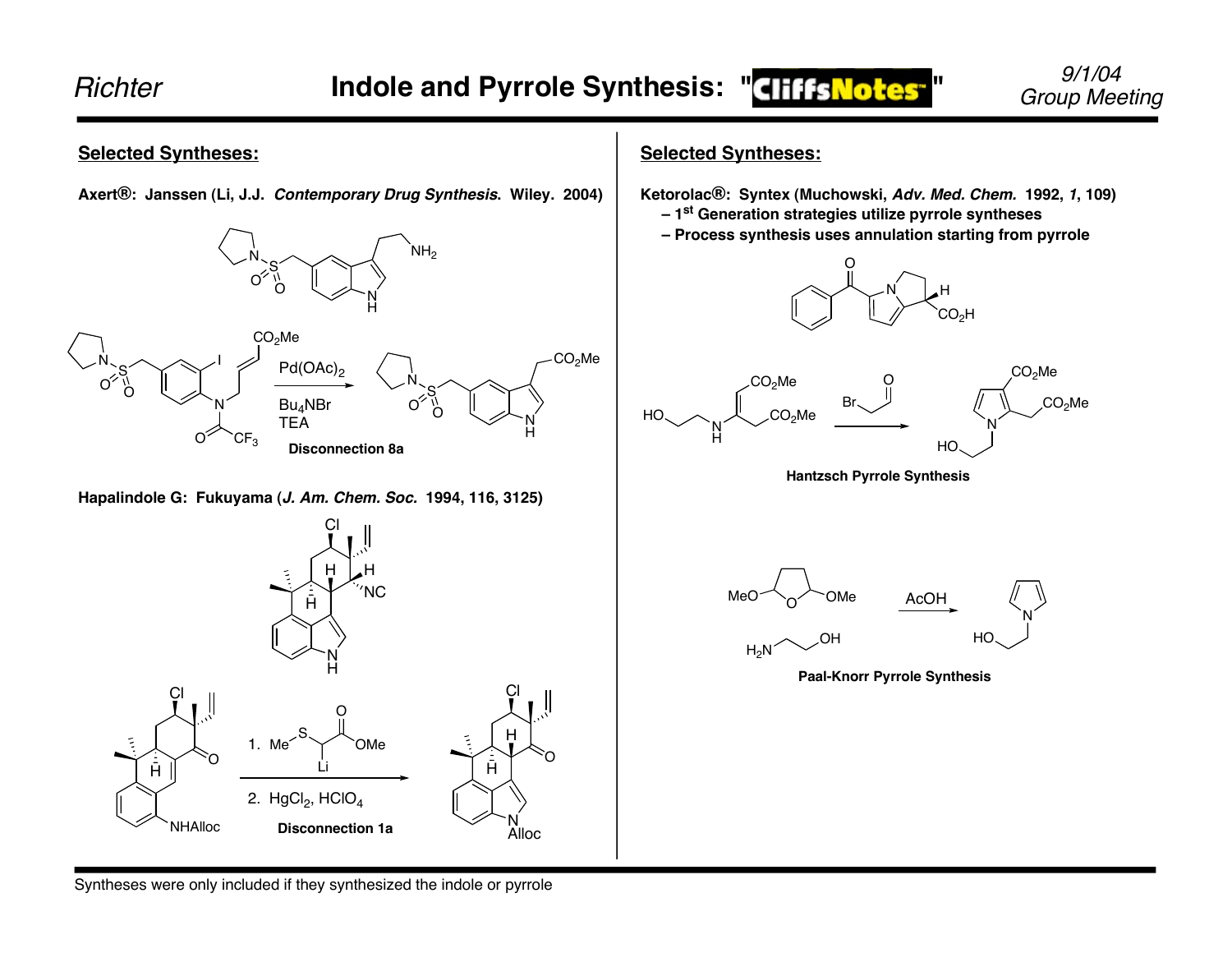## Selected Syntheses:

**Axert®: Janssen (Li, J.J. *Contemporary Drug Synthesis*. Wiley. 2004)**

$Pd(OAc)_2$

$Bu_4NBr$

TEA

**Disconnection 8a**

**Hapalindole G: Fukuyama (*J. Am. Chem. Soc.* 1994, 116, 3125)**

1. Me–S–CH(Li)–$CO_2Me$

2. $HgCl_2$, $HClO_4$

**Disconnection 1a**

## Selected Syntheses:

**Ketorolac®: Syntex (Muchowski, *Adv. Med. Chem.* 1992, *1*, 109)**

– 1st Generation strategies utilize pyrrole syntheses

– Process synthesis uses annulation starting from pyrrole

**Hantzsch Pyrrole Synthesis**

AcOH

**Paal-Knorr Pyrrole Synthesis**

Syntheses were only included if they synthesized the indole or pyrrole